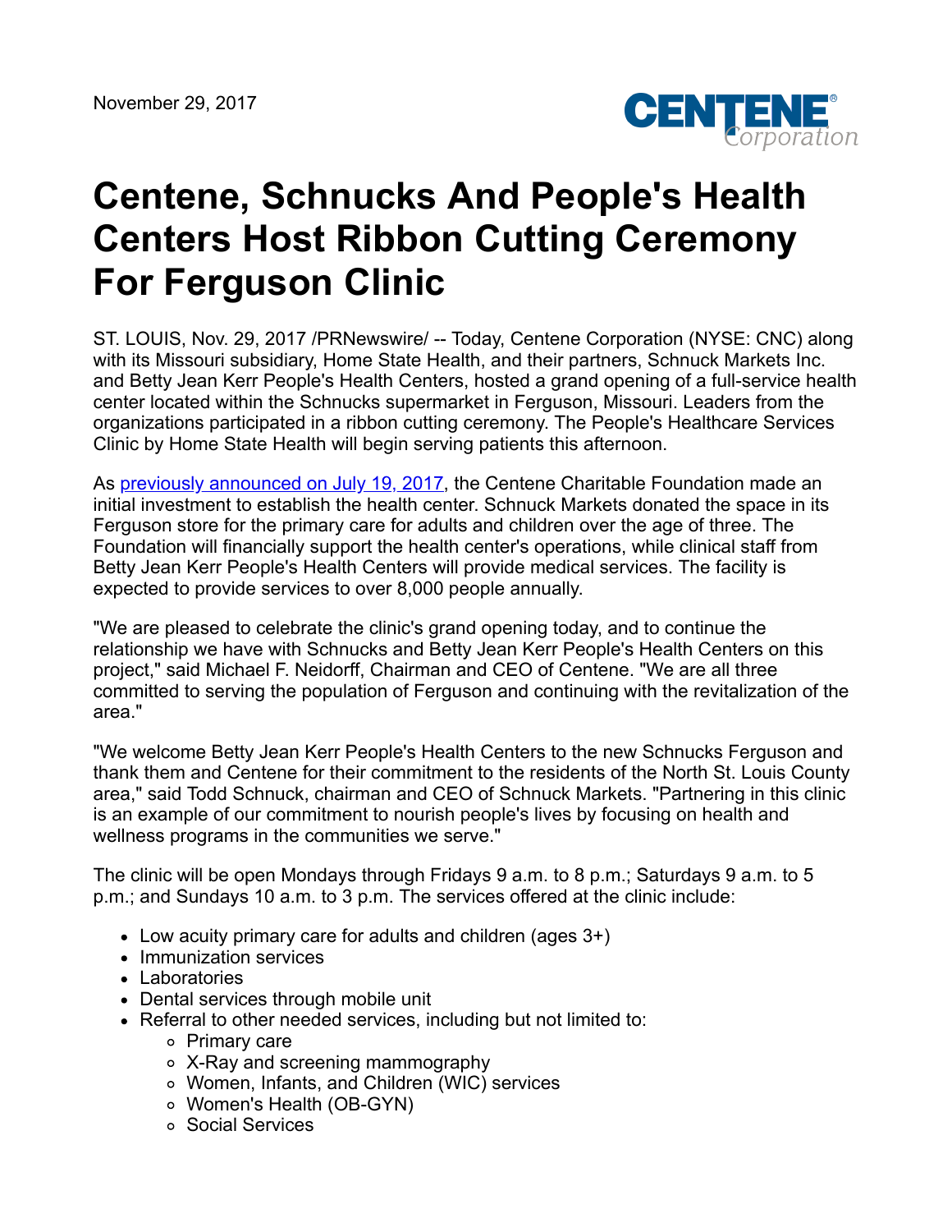November 29, 2017

# Centene, Schnucks And People's Health Centers Host Ribbon Cutting Ceremony For Ferguson Clinic

ST. LOUIS, Nov. 29, 2017 /PRNewswire/ -- Today, Centene Corporation (NYSE: CNC) along with its Missouri subsidiary, Home State Health, and their partners, Schnuck Markets Inc. and Betty Jean Kerr People's Health Centers, hosted a grand opening of a full-service health center located within the Schnucks supermarket in Ferguson, Missouri. Leaders from the organizations participated in a ribbon cutting ceremony. The People's Healthcare Services Clinic by Home State Health will begin serving patients this afternoon.

As previously announced on July 19, 2017, the Centene Charitable Foundation made an initial investment to establish the health center. Schnuck Markets donated the space in its Ferguson store for the primary care for adults and children over the age of three. The Foundation will financially support the health center's operations, while clinical staff from Betty Jean Kerr People's Health Centers will provide medical services. The facility is expected to provide services to over 8,000 people annually.

"We are pleased to celebrate the clinic's grand opening today, and to continue the relationship we have with Schnucks and Betty Jean Kerr People's Health Centers on this project," said Michael F. Neidorff, Chairman and CEO of Centene. "We are all three committed to serving the population of Ferguson and continuing with the revitalization of the area."

"We welcome Betty Jean Kerr People's Health Centers to the new Schnucks Ferguson and thank them and Centene for their commitment to the residents of the North St. Louis County area," said Todd Schnuck, chairman and CEO of Schnuck Markets. "Partnering in this clinic is an example of our commitment to nourish people's lives by focusing on health and wellness programs in the communities we serve."

The clinic will be open Mondays through Fridays 9 a.m. to 8 p.m.; Saturdays 9 a.m. to 5 p.m.; and Sundays 10 a.m. to 3 p.m. The services offered at the clinic include:

- Low acuity primary care for adults and children (ages 3+)
- Immunization services
- Laboratories
- Dental services through mobile unit
- Referral to other needed services, including but not limited to:
  - Primary care
  - X-Ray and screening mammography
  - Women, Infants, and Children (WIC) services
  - Women's Health (OB-GYN)
  - Social Services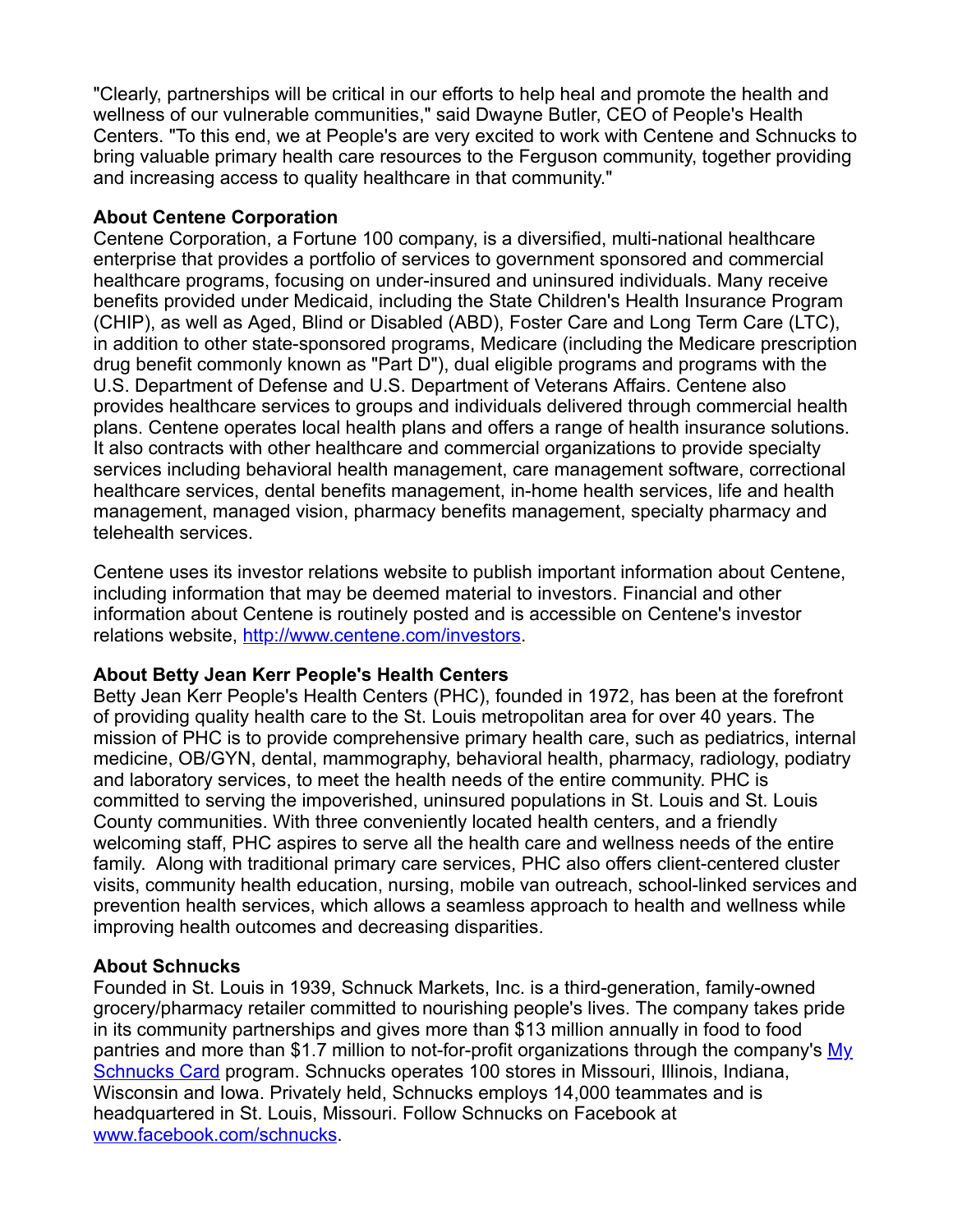"Clearly, partnerships will be critical in our efforts to help heal and promote the health and wellness of our vulnerable communities," said Dwayne Butler, CEO of People's Health Centers. "To this end, we at People's are very excited to work with Centene and Schnucks to bring valuable primary health care resources to the Ferguson community, together providing and increasing access to quality healthcare in that community."

**About Centene Corporation**
Centene Corporation, a Fortune 100 company, is a diversified, multi-national healthcare enterprise that provides a portfolio of services to government sponsored and commercial healthcare programs, focusing on under-insured and uninsured individuals. Many receive benefits provided under Medicaid, including the State Children's Health Insurance Program (CHIP), as well as Aged, Blind or Disabled (ABD), Foster Care and Long Term Care (LTC), in addition to other state-sponsored programs, Medicare (including the Medicare prescription drug benefit commonly known as "Part D"), dual eligible programs and programs with the U.S. Department of Defense and U.S. Department of Veterans Affairs. Centene also provides healthcare services to groups and individuals delivered through commercial health plans. Centene operates local health plans and offers a range of health insurance solutions. It also contracts with other healthcare and commercial organizations to provide specialty services including behavioral health management, care management software, correctional healthcare services, dental benefits management, in-home health services, life and health management, managed vision, pharmacy benefits management, specialty pharmacy and telehealth services.

Centene uses its investor relations website to publish important information about Centene, including information that may be deemed material to investors. Financial and other information about Centene is routinely posted and is accessible on Centene's investor relations website, [http://www.centene.com/investors](http://www.centene.com/investors).

**About Betty Jean Kerr People's Health Centers**
Betty Jean Kerr People's Health Centers (PHC), founded in 1972, has been at the forefront of providing quality health care to the St. Louis metropolitan area for over 40 years. The mission of PHC is to provide comprehensive primary health care, such as pediatrics, internal medicine, OB/GYN, dental, mammography, behavioral health, pharmacy, radiology, podiatry and laboratory services, to meet the health needs of the entire community. PHC is committed to serving the impoverished, uninsured populations in St. Louis and St. Louis County communities. With three conveniently located health centers, and a friendly welcoming staff, PHC aspires to serve all the health care and wellness needs of the entire family. Along with traditional primary care services, PHC also offers client-centered cluster visits, community health education, nursing, mobile van outreach, school-linked services and prevention health services, which allows a seamless approach to health and wellness while improving health outcomes and decreasing disparities.

**About Schnucks**
Founded in St. Louis in 1939, Schnuck Markets, Inc. is a third-generation, family-owned grocery/pharmacy retailer committed to nourishing people's lives. The company takes pride in its community partnerships and gives more than $13 million annually in food to food pantries and more than $1.7 million to not-for-profit organizations through the company's My Schnucks Card program. Schnucks operates 100 stores in Missouri, Illinois, Indiana, Wisconsin and Iowa. Privately held, Schnucks employs 14,000 teammates and is headquartered in St. Louis, Missouri. Follow Schnucks on Facebook at [www.facebook.com/schnucks](www.facebook.com/schnucks).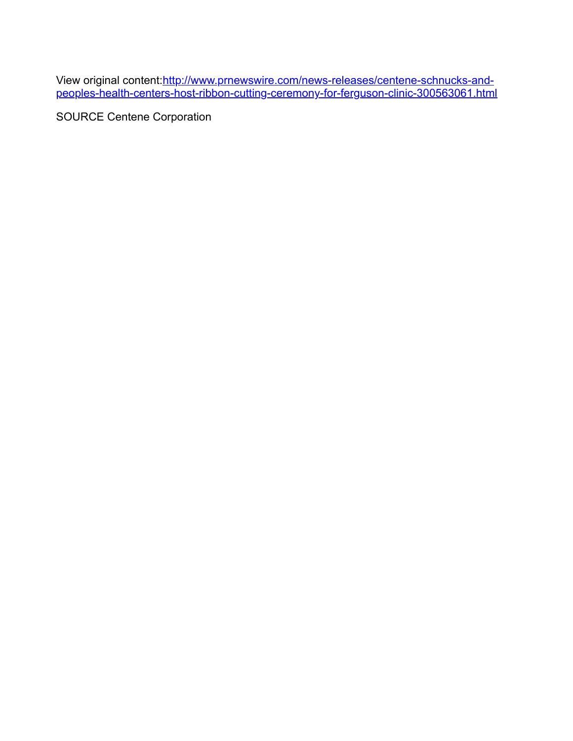View original content:http://www.prnewswire.com/news-releases/centene-schnucks-and-peoples-health-centers-host-ribbon-cutting-ceremony-for-ferguson-clinic-300563061.html

SOURCE Centene Corporation